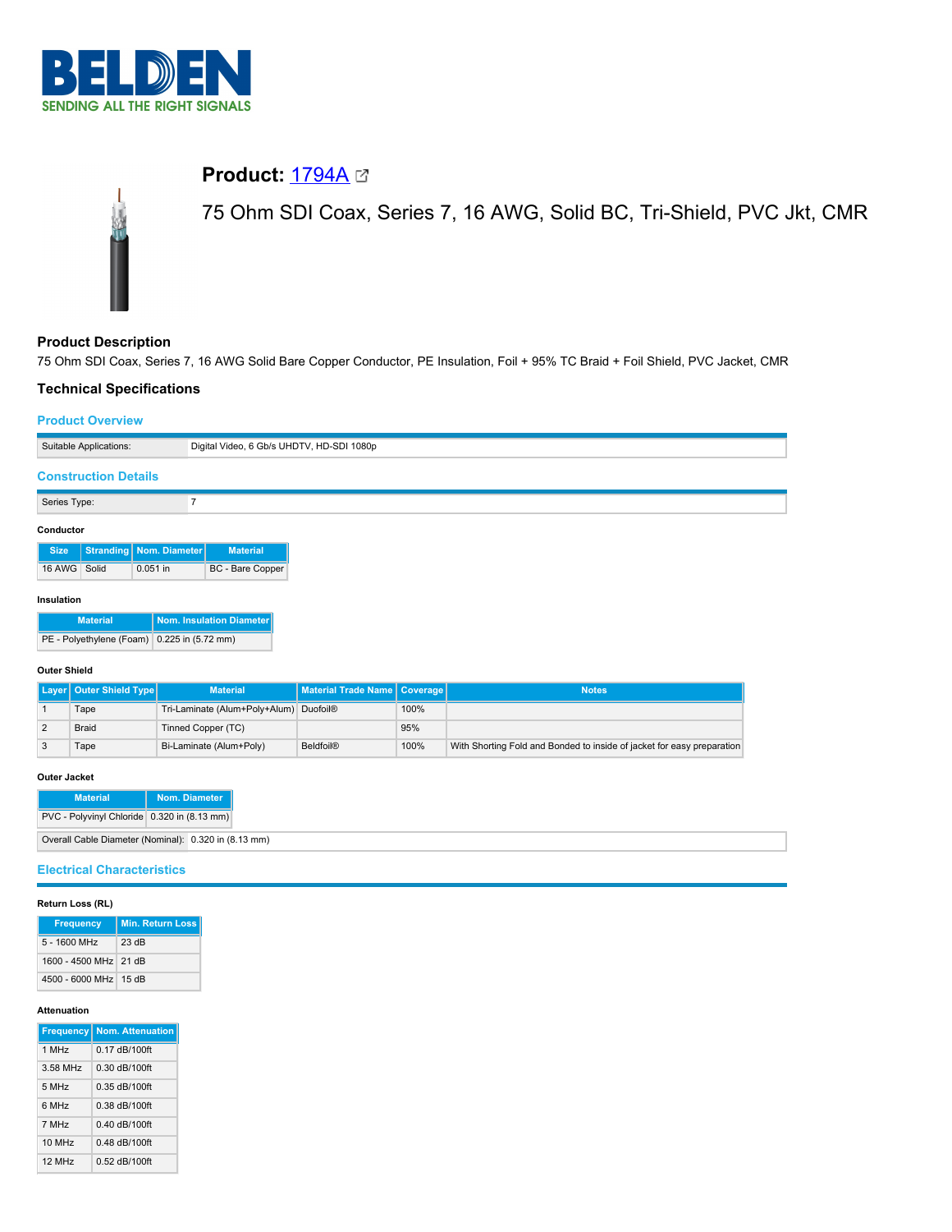BELDEN
SENDING ALL THE RIGHT SIGNALS

# Product: 1794A

75 Ohm SDI Coax, Series 7, 16 AWG, Solid BC, Tri-Shield, PVC Jkt, CMR

## Product Description

75 Ohm SDI Coax, Series 7, 16 AWG Solid Bare Copper Conductor, PE Insulation, Foil + 95% TC Braid + Foil Shield, PVC Jacket, CMR

## Technical Specifications

### Product Overview

| Suitable Applications: | Digital Video, 6 Gb/s UHDTV, HD-SDI 1080p |
|---|---|

### Construction Details

| Series Type: | 7 |
|---|---|

**Conductor**

| Size | Stranding | Nom. Diameter | Material |
|---|---|---|---|
| 16 AWG | Solid | 0.051 in | BC - Bare Copper |

**Insulation**

| Material | Nom. Insulation Diameter |
|---|---|
| PE - Polyethylene (Foam) | 0.225 in (5.72 mm) |

**Outer Shield**

| Layer | Outer Shield Type | Material | Material Trade Name | Coverage | Notes |
|---|---|---|---|---|---|
| 1 | Tape | Tri-Laminate (Alum+Poly+Alum) | Duofoil® | 100% | |
| 2 | Braid | Tinned Copper (TC) | | 95% | |
| 3 | Tape | Bi-Laminate (Alum+Poly) | Beldfoil® | 100% | With Shorting Fold and Bonded to inside of jacket for easy preparation |

**Outer Jacket**

| Material | Nom. Diameter |
|---|---|
| PVC - Polyvinyl Chloride | 0.320 in (8.13 mm) |

| Overall Cable Diameter (Nominal): | 0.320 in (8.13 mm) |
|---|---|

### Electrical Characteristics

**Return Loss (RL)**

| Frequency | Min. Return Loss |
|---|---|
| 5 - 1600 MHz | 23 dB |
| 1600 - 4500 MHz | 21 dB |
| 4500 - 6000 MHz | 15 dB |

**Attenuation**

| Frequency | Nom. Attenuation |
|---|---|
| 1 MHz | 0.17 dB/100ft |
| 3.58 MHz | 0.30 dB/100ft |
| 5 MHz | 0.35 dB/100ft |
| 6 MHz | 0.38 dB/100ft |
| 7 MHz | 0.40 dB/100ft |
| 10 MHz | 0.48 dB/100ft |
| 12 MHz | 0.52 dB/100ft |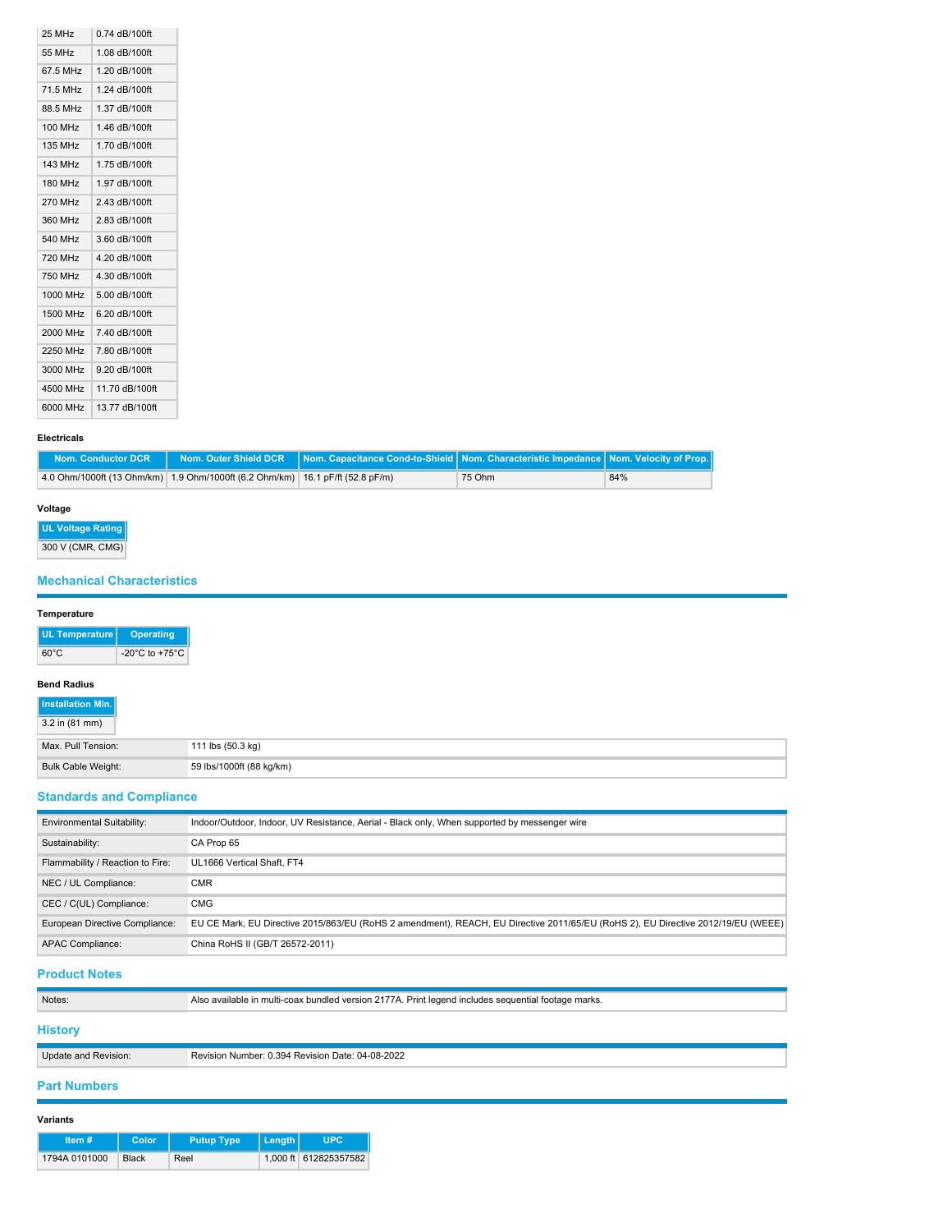| | |
|---|---|
| 25 MHz | 0.74 dB/100ft |
| 55 MHz | 1.08 dB/100ft |
| 67.5 MHz | 1.20 dB/100ft |
| 71.5 MHz | 1.24 dB/100ft |
| 88.5 MHz | 1.37 dB/100ft |
| 100 MHz | 1.46 dB/100ft |
| 135 MHz | 1.70 dB/100ft |
| 143 MHz | 1.75 dB/100ft |
| 180 MHz | 1.97 dB/100ft |
| 270 MHz | 2.43 dB/100ft |
| 360 MHz | 2.83 dB/100ft |
| 540 MHz | 3.60 dB/100ft |
| 720 MHz | 4.20 dB/100ft |
| 750 MHz | 4.30 dB/100ft |
| 1000 MHz | 5.00 dB/100ft |
| 1500 MHz | 6.20 dB/100ft |
| 2000 MHz | 7.40 dB/100ft |
| 2250 MHz | 7.80 dB/100ft |
| 3000 MHz | 9.20 dB/100ft |
| 4500 MHz | 11.70 dB/100ft |
| 6000 MHz | 13.77 dB/100ft |

**Electricals**

| Nom. Conductor DCR | Nom. Outer Shield DCR | Nom. Capacitance Cond-to-Shield | Nom. Characteristic Impedance | Nom. Velocity of Prop. |
|---|---|---|---|---|
| 4.0 Ohm/1000ft (13 Ohm/km) | 1.9 Ohm/1000ft (6.2 Ohm/km) | 16.1 pF/ft (52.8 pF/m) | 75 Ohm | 84% |

**Voltage**

| UL Voltage Rating |
|---|
| 300 V (CMR, CMG) |

## Mechanical Characteristics

**Temperature**

| UL Temperature | Operating |
|---|---|
| 60°C | -20°C to +75°C |

**Bend Radius**

| Installation Min. |
|---|
| 3.2 in (81 mm) |

| | |
|---|---|
| Max. Pull Tension: | 111 lbs (50.3 kg) |
| Bulk Cable Weight: | 59 lbs/1000ft (88 kg/km) |

## Standards and Compliance

| | |
|---|---|
| Environmental Suitability: | Indoor/Outdoor, Indoor, UV Resistance, Aerial - Black only, When supported by messenger wire |
| Sustainability: | CA Prop 65 |
| Flammability / Reaction to Fire: | UL1666 Vertical Shaft, FT4 |
| NEC / UL Compliance: | CMR |
| CEC / C(UL) Compliance: | CMG |
| European Directive Compliance: | EU CE Mark, EU Directive 2015/863/EU (RoHS 2 amendment), REACH, EU Directive 2011/65/EU (RoHS 2), EU Directive 2012/19/EU (WEEE) |
| APAC Compliance: | China RoHS II (GB/T 26572-2011) |

## Product Notes

| | |
|---|---|
| Notes: | Also available in multi-coax bundled version 2177A. Print legend includes sequential footage marks. |

## History

| | |
|---|---|
| Update and Revision: | Revision Number: 0.394 Revision Date: 04-08-2022 |

## Part Numbers

**Variants**

| Item # | Color | Putup Type | Length | UPC |
|---|---|---|---|---|
| 1794A 0101000 | Black | Reel | 1,000 ft | 612825357582 |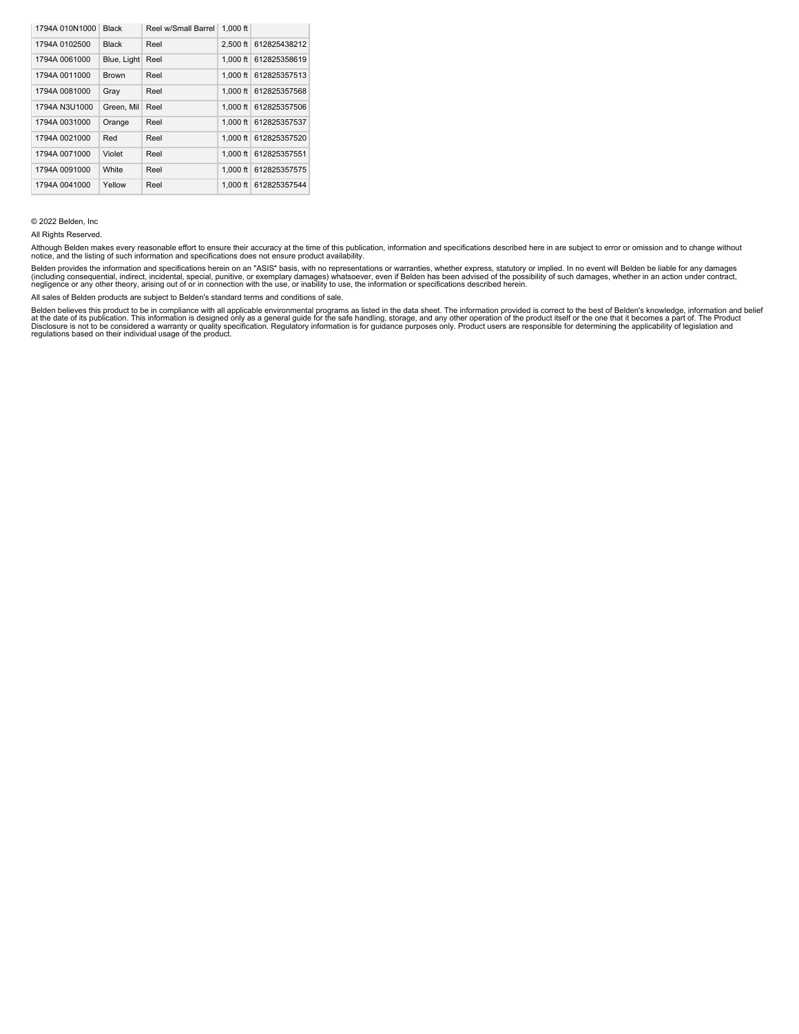| | | | | |
|---|---|---|---|---|
| 1794A 010N1000 | Black | Reel w/Small Barrel | 1,000 ft | |
| 1794A 0102500 | Black | Reel | 2,500 ft | 612825438212 |
| 1794A 0061000 | Blue, Light | Reel | 1,000 ft | 612825358619 |
| 1794A 0011000 | Brown | Reel | 1,000 ft | 612825357513 |
| 1794A 0081000 | Gray | Reel | 1,000 ft | 612825357568 |
| 1794A N3U1000 | Green, Mil | Reel | 1,000 ft | 612825357506 |
| 1794A 0031000 | Orange | Reel | 1,000 ft | 612825357537 |
| 1794A 0021000 | Red | Reel | 1,000 ft | 612825357520 |
| 1794A 0071000 | Violet | Reel | 1,000 ft | 612825357551 |
| 1794A 0091000 | White | Reel | 1,000 ft | 612825357575 |
| 1794A 0041000 | Yellow | Reel | 1,000 ft | 612825357544 |

© 2022 Belden, Inc

All Rights Reserved.

Although Belden makes every reasonable effort to ensure their accuracy at the time of this publication, information and specifications described here in are subject to error or omission and to change without notice, and the listing of such information and specifications does not ensure product availability.

Belden provides the information and specifications herein on an "ASIS" basis, with no representations or warranties, whether express, statutory or implied. In no event will Belden be liable for any damages (including consequential, indirect, incidental, special, punitive, or exemplary damages) whatsoever, even if Belden has been advised of the possibility of such damages, whether in an action under contract, negligence or any other theory, arising out of or in connection with the use, or inability to use, the information or specifications described herein.

All sales of Belden products are subject to Belden's standard terms and conditions of sale.

Belden believes this product to be in compliance with all applicable environmental programs as listed in the data sheet. The information provided is correct to the best of Belden's knowledge, information and belief at the date of its publication. This information is designed only as a general guide for the safe handling, storage, and any other operation of the product itself or the one that it becomes a part of. The Product Disclosure is not to be considered a warranty or quality specification. Regulatory information is for guidance purposes only. Product users are responsible for determining the applicability of legislation and regulations based on their individual usage of the product.